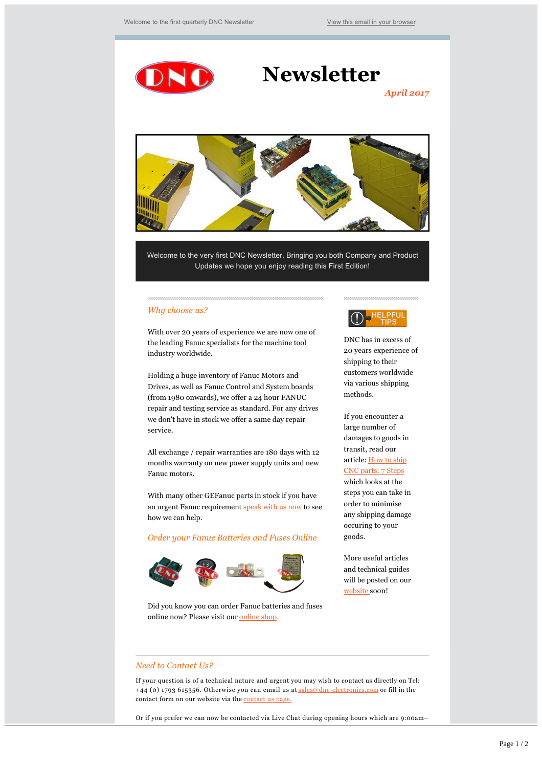Welcome to the first quarterly DNC Newsletter

View this email in your browser

# Newsletter

*April 2017*

Welcome to the very first DNC Newsletter. Bringing you both Company and Product Updates we hope you enjoy reading this First Edition!

## *Why choose us?*

With over 20 years of experience we are now one of the leading Fanuc specialists for the machine tool industry worldwide.

Holding a huge inventory of Fanuc Motors and Drives, as well as Fanuc Control and System boards (from 1980 onwards), we offer a 24 hour FANUC repair and testing service as standard. For any drives we don't have in stock we offer a same day repair service.

All exchange / repair warranties are 180 days with 12 months warranty on new power supply units and new Fanuc motors.

With many other GEFanuc parts in stock if you have an urgent Fanuc requirement speak with us now to see how we can help.

## *Order your Fanuc Batteries and Fuses Online*

Did you know you can order Fanuc batteries and fuses online now? Please visit our online shop.

HELPFUL TIPS

DNC has in excess of 20 years experience of shipping to their customers worldwide via various shipping methods.

If you encounter a large number of damages to goods in transit, read our article: How to ship CNC parts: 7 Steps which looks at the steps you can take in order to minimise any shipping damage occuring to your goods.

More useful articles and technical guides will be posted on our website soon!

## *Need to Contact Us?*

If your question is of a technical nature and urgent you may wish to contact us directly on Tel: +44 (0) 1793 615356. Otherwise you can email us at sales@dnc-electronics.com or fill in the contact form on our website via the contact us page.

Or if you prefer we can now be contacted via Live Chat during opening hours which are 9:00am–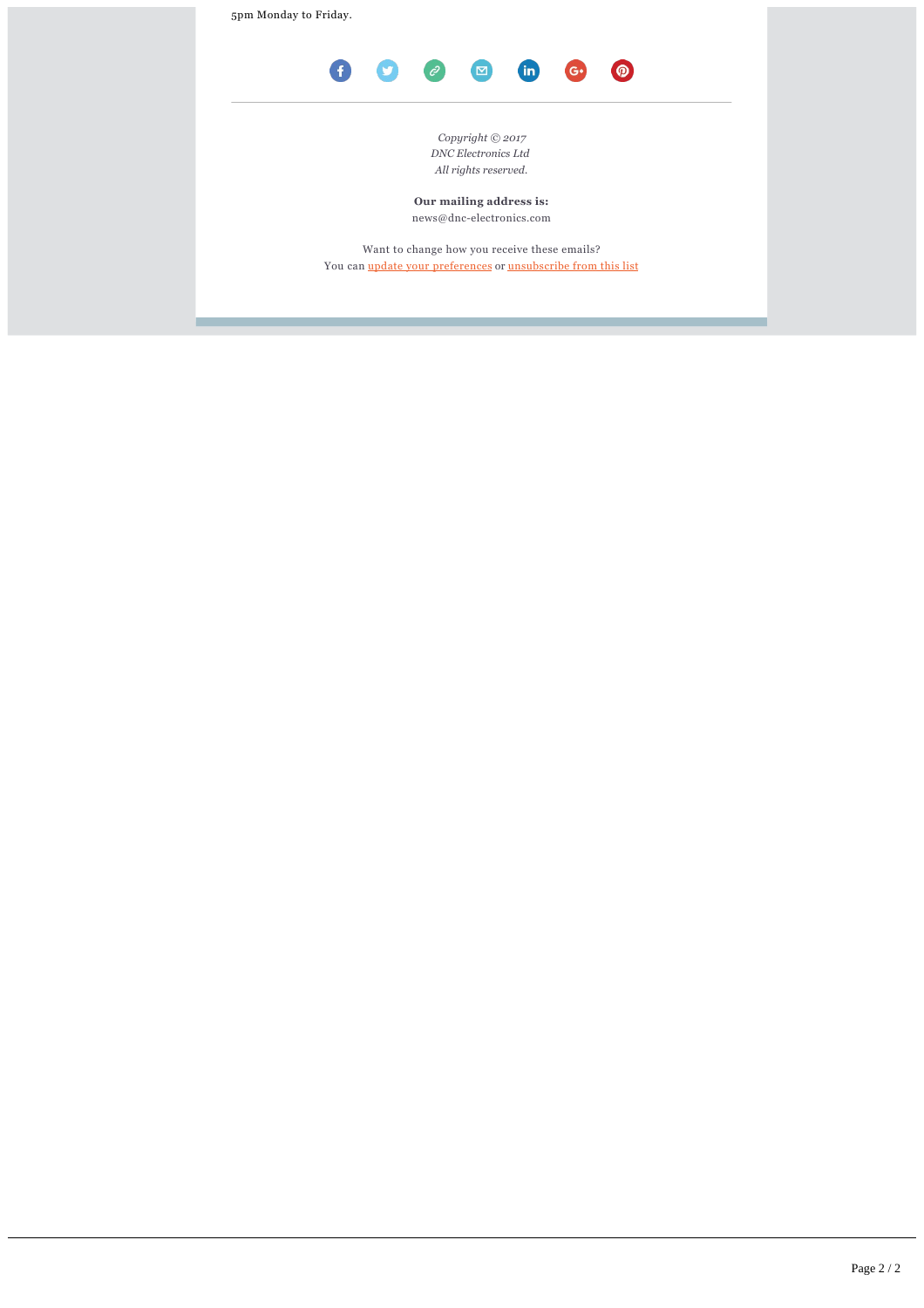5pm Monday to Friday.

---

*Copyright © 2017*
*DNC Electronics Ltd*
*All rights reserved.*

**Our mailing address is:**
news@dnc-electronics.com

Want to change how you receive these emails?
You can update your preferences or unsubscribe from this list